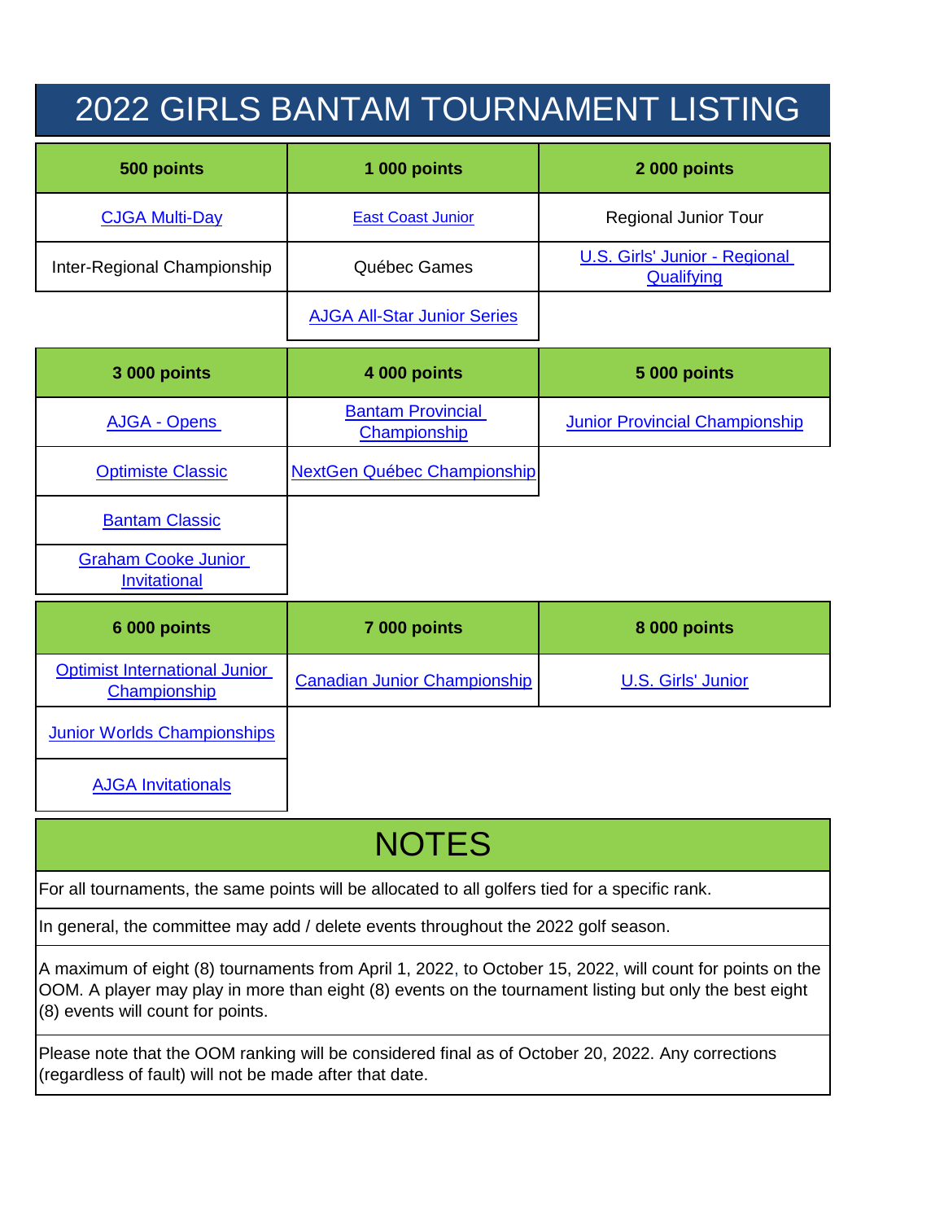# 2022 GIRLS BANTAM TOURNAMENT LISTING

| 500 points | 1 000 points | 2 000 points |
|---|---|---|
| CJGA Multi-Day | East Coast Junior | Regional Junior Tour |
| Inter-Regional Championship | Québec Games | U.S. Girls' Junior - Regional Qualifying |
| | AJGA All-Star Junior Series | |

| 3 000 points | 4 000 points | 5 000 points |
|---|---|---|
| AJGA - Opens | Bantam Provincial Championship | Junior Provincial Championship |
| Optimiste Classic | NextGen Québec Championship | |
| Bantam Classic | | |
| Graham Cooke Junior Invitational | | |

| 6 000 points | 7 000 points | 8 000 points |
|---|---|---|
| Optimist International Junior Championship | Canadian Junior Championship | U.S. Girls' Junior |
| Junior Worlds Championships | | |
| AJGA Invitationals | | |

## NOTES

For all tournaments, the same points will be allocated to all golfers tied for a specific rank.

In general, the committee may add / delete events throughout the 2022 golf season.

A maximum of eight (8) tournaments from April 1, 2022, to October 15, 2022, will count for points on the OOM. A player may play in more than eight (8) events on the tournament listing but only the best eight (8) events will count for points.

Please note that the OOM ranking will be considered final as of October 20, 2022. Any corrections (regardless of fault) will not be made after that date.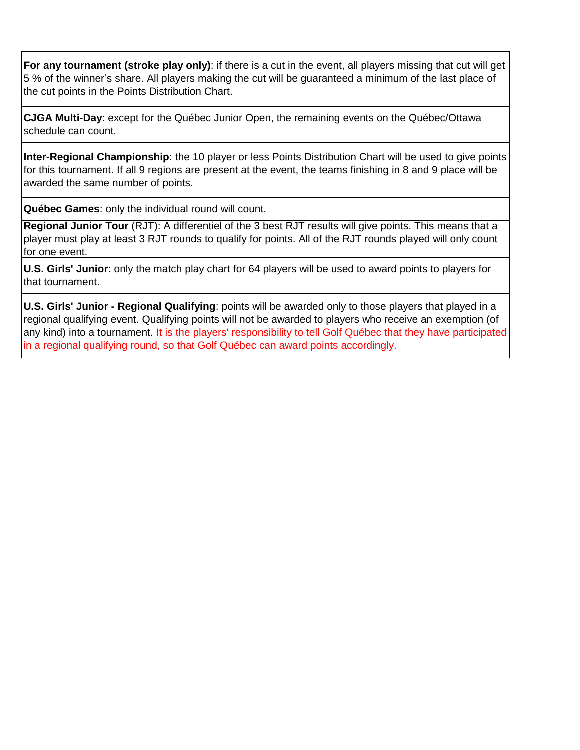**For any tournament (stroke play only)**: if there is a cut in the event, all players missing that cut will get 5 % of the winner's share. All players making the cut will be guaranteed a minimum of the last place of the cut points in the Points Distribution Chart.

**CJGA Multi-Day**: except for the Québec Junior Open, the remaining events on the Québec/Ottawa schedule can count.

**Inter-Regional Championship**: the 10 player or less Points Distribution Chart will be used to give points for this tournament. If all 9 regions are present at the event, the teams finishing in 8 and 9 place will be awarded the same number of points.

**Québec Games**: only the individual round will count.

**Regional Junior Tour** (RJT): A differentiel of the 3 best RJT results will give points. This means that a player must play at least 3 RJT rounds to qualify for points. All of the RJT rounds played will only count for one event.

**U.S. Girls' Junior**: only the match play chart for 64 players will be used to award points to players for that tournament.

**U.S. Girls' Junior - Regional Qualifying**: points will be awarded only to those players that played in a regional qualifying event. Qualifying points will not be awarded to players who receive an exemption (of any kind) into a tournament. It is the players' responsibility to tell Golf Québec that they have participated in a regional qualifying round, so that Golf Québec can award points accordingly.